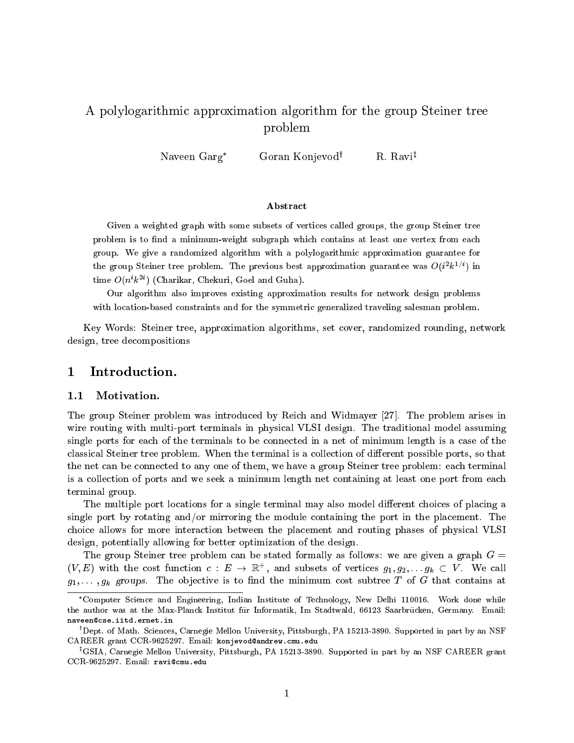# A polylogarithmic approximation algorithm for the group Steiner tree problem

Naveen Garg[*] Goran Konjevod[†] R. Ravi[‡]

### Abstract

Given a weighted graph with some subsets of vertices called groups, the group Steiner tree problem is to find a minimum-weight subgraph which contains at least one vertex from each group. We give a randomized algorithm with a polylogarithmic approximation guarantee for the group Steiner tree problem. The previous best approximation guarantee was $O(i^2 k^{1/i})$ in time $O(n^i k^{2i})$ (Charikar, Chekuri, Goel and Guha).

Our algorithm also improves existing approximation results for network design problems with location-based constraints and for the symmetric generalized traveling salesman problem.

Key Words: Steiner tree, approximation algorithms, set cover, randomized rounding, network design, tree decompositions

## 1 Introduction.

### 1.1 Motivation.

The group Steiner problem was introduced by Reich and Widmayer [27]. The problem arises in wire routing with multi-port terminals in physical VLSI design. The traditional model assuming single ports for each of the terminals to be connected in a net of minimum length is a case of the classical Steiner tree problem. When the terminal is a collection of different possible ports, so that the net can be connected to any one of them, we have a group Steiner tree problem: each terminal is a collection of ports and we seek a minimum length net containing at least one port from each terminal group.

The multiple port locations for a single terminal may also model different choices of placing a single port by rotating and/or mirroring the module containing the port in the placement. The choice allows for more interaction between the placement and routing phases of physical VLSI design, potentially allowing for better optimization of the design.

The group Steiner tree problem can be stated formally as follows: we are given a graph $G = (V, E)$ with the cost function $c : E \to \mathbb{R}^+$, and subsets of vertices $g_1, g_2, \ldots g_k \subset V$. We call $g_1, \ldots, g_k$ *groups*. The objective is to find the minimum cost subtree $T$ of $G$ that contains at

---

[*] Computer Science and Engineering, Indian Institute of Technology, New Delhi 110016. Work done while the author was at the Max-Planck Institut für Informatik, Im Stadtwald, 66123 Saarbrücken, Germany. Email: naveen@cse.iitd.ernet.in

[†] Dept. of Math. Sciences, Carnegie Mellon University, Pittsburgh, PA 15213-3890. Supported in part by an NSF CAREER grant CCR-9625297. Email: konjevod@andrew.cmu.edu

[‡] GSIA, Carnegie Mellon University, Pittsburgh, PA 15213-3890. Supported in part by an NSF CAREER grant CCR-9625297. Email: ravi@cmu.edu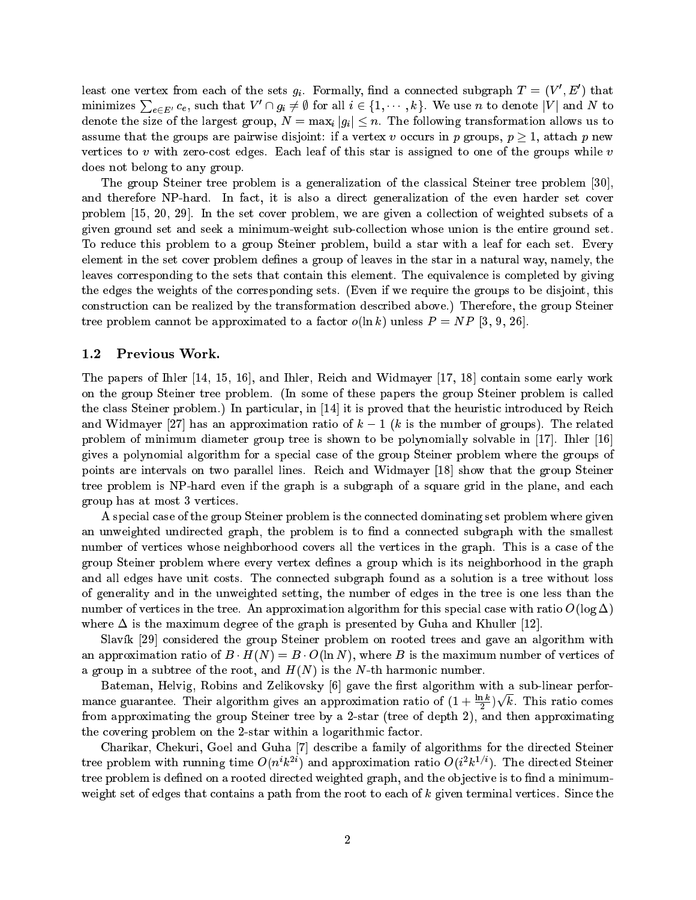least one vertex from each of the sets $g_i$. Formally, find a connected subgraph $T = (V', E')$ that minimizes $\sum_{e \in E'} c_e$, such that $V' \cap g_i \neq \emptyset$ for all $i \in \{1, \cdots, k\}$. We use $n$ to denote $|V|$ and $N$ to denote the size of the largest group, $N = \max_i |g_i| \leq n$. The following transformation allows us to assume that the groups are pairwise disjoint: if a vertex $v$ occurs in $p$ groups, $p \geq 1$, attach $p$ new vertices to $v$ with zero-cost edges. Each leaf of this star is assigned to one of the groups while $v$ does not belong to any group.

The group Steiner tree problem is a generalization of the classical Steiner tree problem [30], and therefore NP-hard. In fact, it is also a direct generalization of the even harder set cover problem [15, 20, 29]. In the set cover problem, we are given a collection of weighted subsets of a given ground set and seek a minimum-weight sub-collection whose union is the entire ground set. To reduce this problem to a group Steiner problem, build a star with a leaf for each set. Every element in the set cover problem defines a group of leaves in the star in a natural way, namely, the leaves corresponding to the sets that contain this element. The equivalence is completed by giving the edges the weights of the corresponding sets. (Even if we require the groups to be disjoint, this construction can be realized by the transformation described above.) Therefore, the group Steiner tree problem cannot be approximated to a factor $o(\ln k)$ unless $P = NP$ [3, 9, 26].

### 1.2 Previous Work.

The papers of Ihler [14, 15, 16], and Ihler, Reich and Widmayer [17, 18] contain some early work on the group Steiner tree problem. (In some of these papers the group Steiner problem is called the class Steiner problem.) In particular, in [14] it is proved that the heuristic introduced by Reich and Widmayer [27] has an approximation ratio of $k - 1$ ($k$ is the number of groups). The related problem of minimum diameter group tree is shown to be polynomially solvable in [17]. Ihler [16] gives a polynomial algorithm for a special case of the group Steiner problem where the groups of points are intervals on two parallel lines. Reich and Widmayer [18] show that the group Steiner tree problem is NP-hard even if the graph is a subgraph of a square grid in the plane, and each group has at most 3 vertices.

A special case of the group Steiner problem is the connected dominating set problem where given an unweighted undirected graph, the problem is to find a connected subgraph with the smallest number of vertices whose neighborhood covers all the vertices in the graph. This is a case of the group Steiner problem where every vertex defines a group which is its neighborhood in the graph and all edges have unit costs. The connected subgraph found as a solution is a tree without loss of generality and in the unweighted setting, the number of edges in the tree is one less than the number of vertices in the tree. An approximation algorithm for this special case with ratio $O(\log \Delta)$ where $\Delta$ is the maximum degree of the graph is presented by Guha and Khuller [12].

Slavík [29] considered the group Steiner problem on rooted trees and gave an algorithm with an approximation ratio of $B \cdot H(N) = B \cdot O(\ln N)$, where $B$ is the maximum number of vertices of a group in a subtree of the root, and $H(N)$ is the $N$-th harmonic number.

Bateman, Helvig, Robins and Zelikovsky [6] gave the first algorithm with a sub-linear performance guarantee. Their algorithm gives an approximation ratio of $(1 + \frac{\ln k}{2})\sqrt{k}$. This ratio comes from approximating the group Steiner tree by a 2-star (tree of depth 2), and then approximating the covering problem on the 2-star within a logarithmic factor.

Charikar, Chekuri, Goel and Guha [7] describe a family of algorithms for the directed Steiner tree problem with running time $O(n^i k^{2i})$ and approximation ratio $O(i^2 k^{1/i})$. The directed Steiner tree problem is defined on a rooted directed weighted graph, and the objective is to find a minimum-weight set of edges that contains a path from the root to each of $k$ given terminal vertices. Since the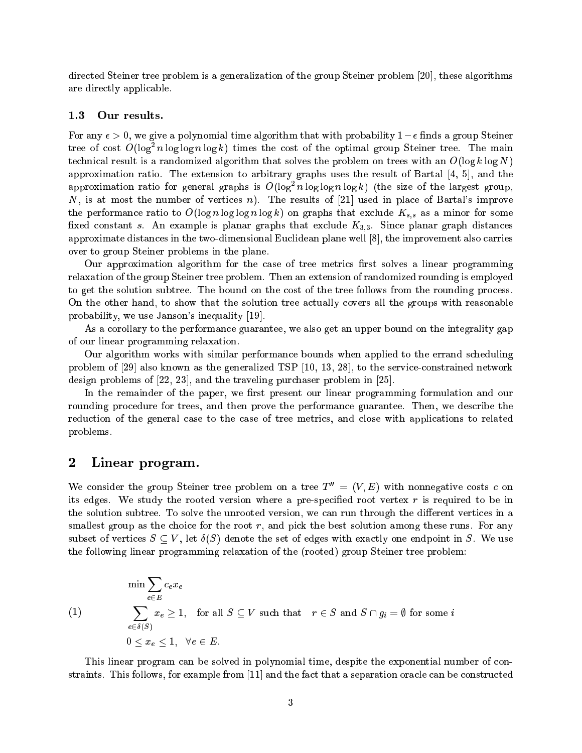directed Steiner tree problem is a generalization of the group Steiner problem [20], these algorithms are directly applicable.

### 1.3 Our results.

For any $\epsilon > 0$, we give a polynomial time algorithm that with probability $1 - \epsilon$ finds a group Steiner tree of cost $O(\log^2 n \log \log n \log k)$ times the cost of the optimal group Steiner tree. The main technical result is a randomized algorithm that solves the problem on trees with an $O(\log k \log N)$ approximation ratio. The extension to arbitrary graphs uses the result of Bartal [4, 5], and the approximation ratio for general graphs is $O(\log^2 n \log \log n \log k)$ (the size of the largest group, $N$, is at most the number of vertices $n$). The results of [21] used in place of Bartal's improve the performance ratio to $O(\log n \log \log n \log k)$ on graphs that exclude $K_{s,s}$ as a minor for some fixed constant $s$. An example is planar graphs that exclude $K_{3,3}$. Since planar graph distances approximate distances in the two-dimensional Euclidean plane well [8], the improvement also carries over to group Steiner problems in the plane.

Our approximation algorithm for the case of tree metrics first solves a linear programming relaxation of the group Steiner tree problem. Then an extension of randomized rounding is employed to get the solution subtree. The bound on the cost of the tree follows from the rounding process. On the other hand, to show that the solution tree actually covers all the groups with reasonable probability, we use Janson's inequality [19].

As a corollary to the performance guarantee, we also get an upper bound on the integrality gap of our linear programming relaxation.

Our algorithm works with similar performance bounds when applied to the errand scheduling problem of [29] also known as the generalized TSP [10, 13, 28], to the service-constrained network design problems of [22, 23], and the traveling purchaser problem in [25].

In the remainder of the paper, we first present our linear programming formulation and our rounding procedure for trees, and then prove the performance guarantee. Then, we describe the reduction of the general case to the case of tree metrics, and close with applications to related problems.

## 2 Linear program.

We consider the group Steiner tree problem on a tree $T'' = (V, E)$ with nonnegative costs $c$ on its edges. We study the rooted version where a pre-specified root vertex $r$ is required to be in the solution subtree. To solve the unrooted version, we can run through the different vertices in a smallest group as the choice for the root $r$, and pick the best solution among these runs. For any subset of vertices $S \subseteq V$, let $\delta(S)$ denote the set of edges with exactly one endpoint in $S$. We use the following linear programming relaxation of the (rooted) group Steiner tree problem:

$$
\begin{aligned}
&\min \sum_{e \in E} c_e x_e \\
(1) \qquad &\sum_{e \in \delta(S)} x_e \geq 1, \quad \text{for all } S \subseteq V \text{ such that } \quad r \in S \text{ and } S \cap g_i = \emptyset \text{ for some } i \\
&0 \leq x_e \leq 1, \quad \forall e \in E.
\end{aligned}
$$

This linear program can be solved in polynomial time, despite the exponential number of constraints. This follows, for example from [11] and the fact that a separation oracle can be constructed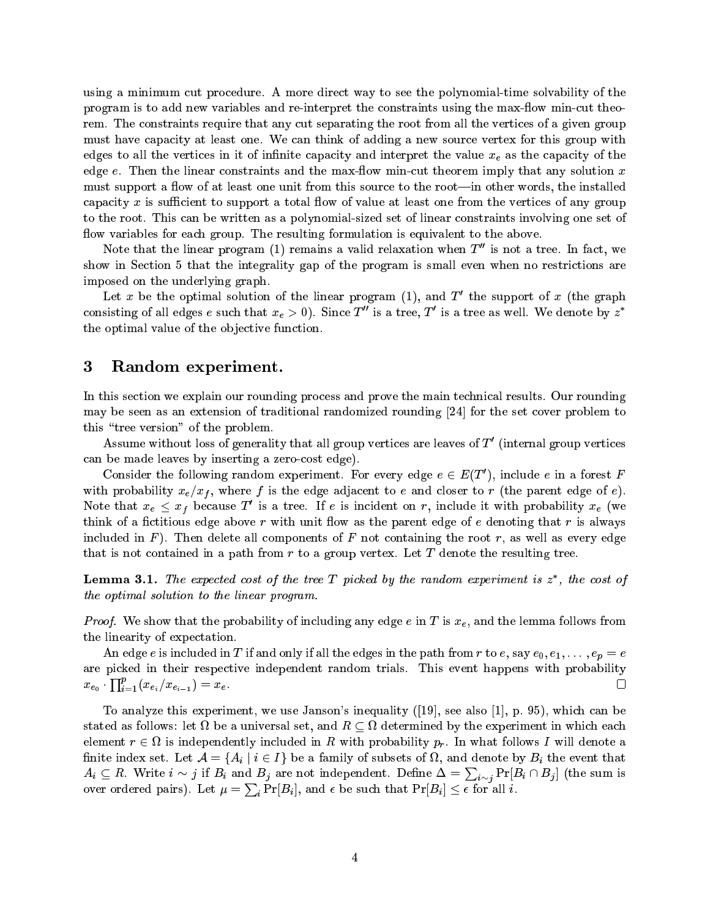using a minimum cut procedure. A more direct way to see the polynomial-time solvability of the program is to add new variables and re-interpret the constraints using the max-flow min-cut theorem. The constraints require that any cut separating the root from all the vertices of a given group must have capacity at least one. We can think of adding a new source vertex for this group with edges to all the vertices in it of infinite capacity and interpret the value $x_e$ as the capacity of the edge $e$. Then the linear constraints and the max-flow min-cut theorem imply that any solution $x$ must support a flow of at least one unit from this source to the root—in other words, the installed capacity $x$ is sufficient to support a total flow of value at least one from the vertices of any group to the root. This can be written as a polynomial-sized set of linear constraints involving one set of flow variables for each group. The resulting formulation is equivalent to the above.

Note that the linear program (1) remains a valid relaxation when $T''$ is not a tree. In fact, we show in Section 5 that the integrality gap of the program is small even when no restrictions are imposed on the underlying graph.

Let $x$ be the optimal solution of the linear program (1), and $T'$ the support of $x$ (the graph consisting of all edges $e$ such that $x_e > 0$). Since $T''$ is a tree, $T'$ is a tree as well. We denote by $z^*$ the optimal value of the objective function.

## 3 Random experiment.

In this section we explain our rounding process and prove the main technical results. Our rounding may be seen as an extension of traditional randomized rounding [24] for the set cover problem to this "tree version" of the problem.

Assume without loss of generality that all group vertices are leaves of $T'$ (internal group vertices can be made leaves by inserting a zero-cost edge).

Consider the following random experiment. For every edge $e \in E(T')$, include $e$ in a forest $F$ with probability $x_e/x_f$, where $f$ is the edge adjacent to $e$ and closer to $r$ (the parent edge of $e$). Note that $x_e \leq x_f$ because $T'$ is a tree. If $e$ is incident on $r$, include it with probability $x_e$ (we think of a fictitious edge above $r$ with unit flow as the parent edge of $e$ denoting that $r$ is always included in $F$). Then delete all components of $F$ not containing the root $r$, as well as every edge that is not contained in a path from $r$ to a group vertex. Let $T$ denote the resulting tree.

**Lemma 3.1.** *The expected cost of the tree $T$ picked by the random experiment is $z^*$, the cost of the optimal solution to the linear program.*

*Proof.* We show that the probability of including any edge $e$ in $T$ is $x_e$, and the lemma follows from the linearity of expectation.

An edge $e$ is included in $T$ if and only if all the edges in the path from $r$ to $e$, say $e_0, e_1, \ldots, e_p = e$ are picked in their respective independent random trials. This event happens with probability $x_{e_0} \cdot \prod_{i=1}^{p}(x_{e_i}/x_{e_{i-1}}) = x_e$. ◻

To analyze this experiment, we use Janson's inequality ([19], see also [1], p. 95), which can be stated as follows: let $\Omega$ be a universal set, and $R \subseteq \Omega$ determined by the experiment in which each element $r \in \Omega$ is independently included in $R$ with probability $p_r$. In what follows $I$ will denote a finite index set. Let $\mathcal{A} = \{A_i \mid i \in I\}$ be a family of subsets of $\Omega$, and denote by $B_i$ the event that $A_i \subseteq R$. Write $i \sim j$ if $B_i$ and $B_j$ are not independent. Define $\Delta = \sum_{i \sim j} \Pr[B_i \cap B_j]$ (the sum is over ordered pairs). Let $\mu = \sum_i \Pr[B_i]$, and $\epsilon$ be such that $\Pr[B_i] \leq \epsilon$ for all $i$.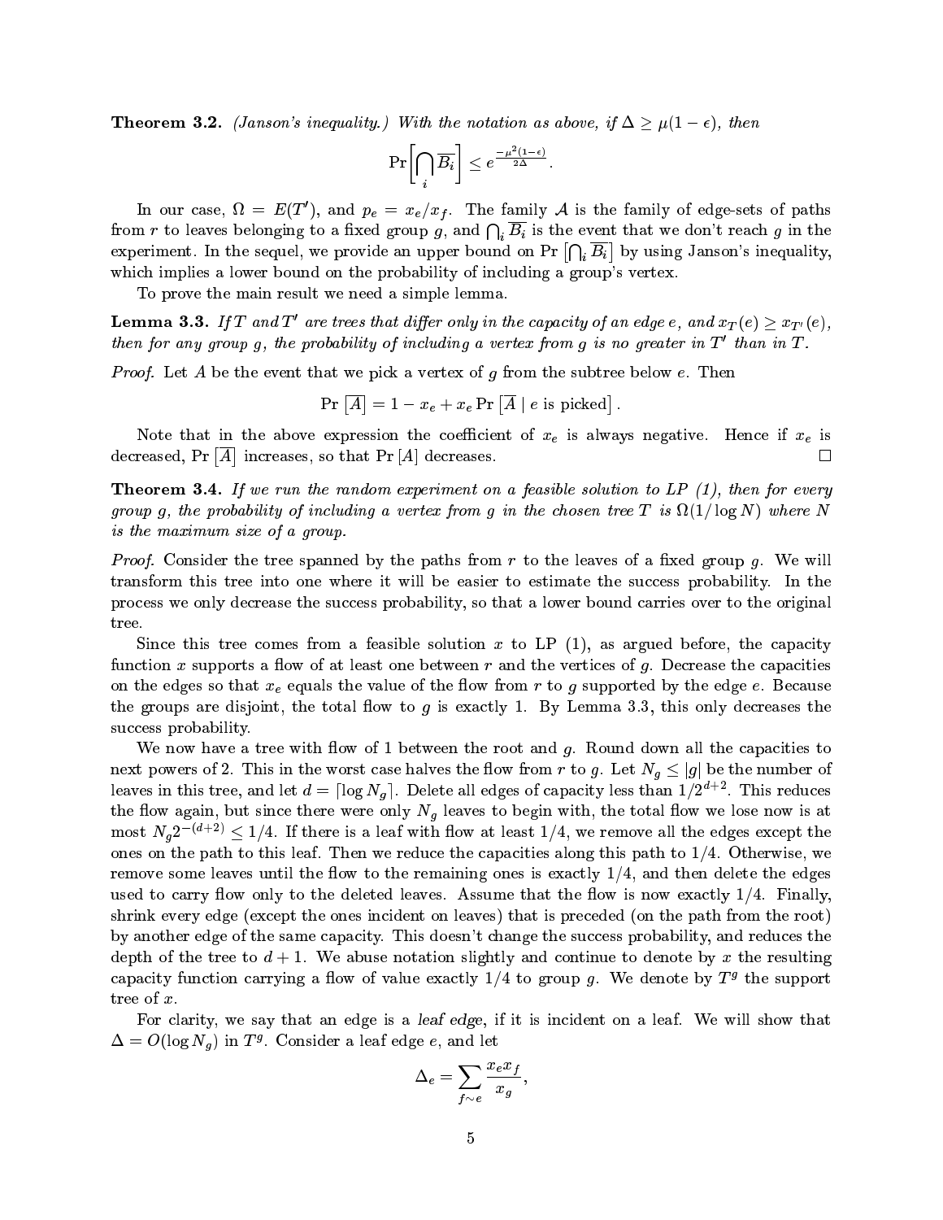**Theorem 3.2.** *(Janson's inequality.) With the notation as above, if $\Delta \geq \mu(1-\epsilon)$, then*

$$\Pr\left[\bigcap_i \overline{B_i}\right] \leq e^{\frac{-\mu^2(1-\epsilon)}{2\Delta}}.$$

In our case, $\Omega = E(T')$, and $p_e = x_e/x_f$. The family $\mathcal{A}$ is the family of edge-sets of paths from $r$ to leaves belonging to a fixed group $g$, and $\bigcap_i \overline{B_i}$ is the event that we don't reach $g$ in the experiment. In the sequel, we provide an upper bound on $\Pr\left[\bigcap_i \overline{B_i}\right]$ by using Janson's inequality, which implies a lower bound on the probability of including a group's vertex.

To prove the main result we need a simple lemma.

**Lemma 3.3.** *If $T$ and $T'$ are trees that differ only in the capacity of an edge $e$, and $x_T(e) \geq x_{T'}(e)$, then for any group $g$, the probability of including a vertex from $g$ is no greater in $T'$ than in $T$.*

*Proof.* Let $A$ be the event that we pick a vertex of $g$ from the subtree below $e$. Then

$$\Pr\left[\overline{A}\right] = 1 - x_e + x_e \Pr\left[\overline{A} \mid e \text{ is picked}\right].$$

Note that in the above expression the coefficient of $x_e$ is always negative. Hence if $x_e$ is decreased, $\Pr\left[\overline{A}\right]$ increases, so that $\Pr[A]$ decreases. □

**Theorem 3.4.** *If we run the random experiment on a feasible solution to LP (1), then for every group $g$, the probability of including a vertex from $g$ in the chosen tree $T$ is $\Omega(1/\log N)$ where $N$ is the maximum size of a group.*

*Proof.* Consider the tree spanned by the paths from $r$ to the leaves of a fixed group $g$. We will transform this tree into one where it will be easier to estimate the success probability. In the process we only decrease the success probability, so that a lower bound carries over to the original tree.

Since this tree comes from a feasible solution $x$ to LP (1), as argued before, the capacity function $x$ supports a flow of at least one between $r$ and the vertices of $g$. Decrease the capacities on the edges so that $x_e$ equals the value of the flow from $r$ to $g$ supported by the edge $e$. Because the groups are disjoint, the total flow to $g$ is exactly 1. By Lemma 3.3, this only decreases the success probability.

We now have a tree with flow of 1 between the root and $g$. Round down all the capacities to next powers of 2. This in the worst case halves the flow from $r$ to $g$. Let $N_g \leq |g|$ be the number of leaves in this tree, and let $d = \lceil \log N_g \rceil$. Delete all edges of capacity less than $1/2^{d+2}$. This reduces the flow again, but since there were only $N_g$ leaves to begin with, the total flow we lose now is at most $N_g 2^{-(d+2)} \leq 1/4$. If there is a leaf with flow at least $1/4$, we remove all the edges except the ones on the path to this leaf. Then we reduce the capacities along this path to $1/4$. Otherwise, we remove some leaves until the flow to the remaining ones is exactly $1/4$, and then delete the edges used to carry flow only to the deleted leaves. Assume that the flow is now exactly $1/4$. Finally, shrink every edge (except the ones incident on leaves) that is preceded (on the path from the root) by another edge of the same capacity. This doesn't change the success probability, and reduces the depth of the tree to $d+1$. We abuse notation slightly and continue to denote by $x$ the resulting capacity function carrying a flow of value exactly $1/4$ to group $g$. We denote by $T^g$ the support tree of $x$.

For clarity, we say that an edge is a *leaf edge*, if it is incident on a leaf. We will show that $\Delta = O(\log N_g)$ in $T^g$. Consider a leaf edge $e$, and let

$$\Delta_e = \sum_{f \sim e} \frac{x_e x_f}{x_g},$$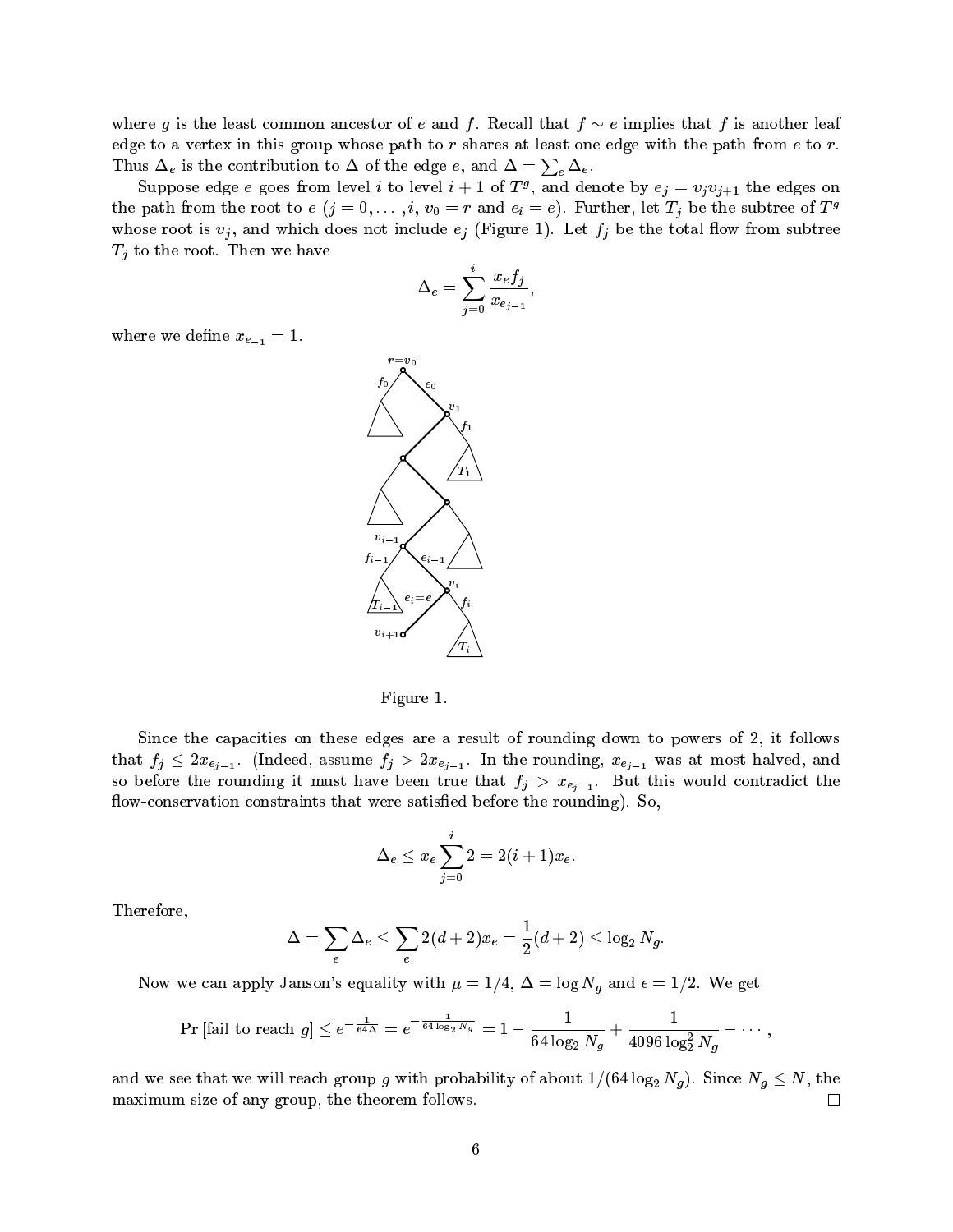where $g$ is the least common ancestor of $e$ and $f$. Recall that $f \sim e$ implies that $f$ is another leaf edge to a vertex in this group whose path to $r$ shares at least one edge with the path from $e$ to $r$. Thus $\Delta_e$ is the contribution to $\Delta$ of the edge $e$, and $\Delta = \sum_e \Delta_e$.

Suppose edge $e$ goes from level $i$ to level $i+1$ of $T^g$, and denote by $e_j = v_j v_{j+1}$ the edges on the path from the root to $e$ ($j = 0, \ldots, i$, $v_0 = r$ and $e_i = e$). Further, let $T_j$ be the subtree of $T^g$ whose root is $v_j$, and which does not include $e_j$ (Figure 1). Let $f_j$ be the total flow from subtree $T_j$ to the root. Then we have

$$\Delta_e = \sum_{j=0}^{i} \frac{x_e f_j}{x_{e_{j-1}}},$$

where we define $x_{e_{-1}} = 1$.

Figure 1.

Since the capacities on these edges are a result of rounding down to powers of 2, it follows that $f_j \leq 2x_{e_{j-1}}$. (Indeed, assume $f_j > 2x_{e_{j-1}}$. In the rounding, $x_{e_{j-1}}$ was at most halved, and so before the rounding it must have been true that $f_j > x_{e_{j-1}}$. But this would contradict the flow-conservation constraints that were satisfied before the rounding). So,

$$\Delta_e \leq x_e \sum_{j=0}^{i} 2 = 2(i+1)x_e.$$

Therefore,

$$\Delta = \sum_e \Delta_e \leq \sum_e 2(d+2)x_e = \frac{1}{2}(d+2) \leq \log_2 N_g.$$

Now we can apply Janson's equality with $\mu = 1/4$, $\Delta = \log N_g$ and $\epsilon = 1/2$. We get

$$\Pr\left[\text{fail to reach } g\right] \leq e^{-\frac{1}{64\Delta}} = e^{-\frac{1}{64 \log_2 N_g}} = 1 - \frac{1}{64 \log_2 N_g} + \frac{1}{4096 \log_2^2 N_g} - \cdots,$$

and we see that we will reach group $g$ with probability of about $1/(64 \log_2 N_g)$. Since $N_g \leq N$, the maximum size of any group, the theorem follows. $\square$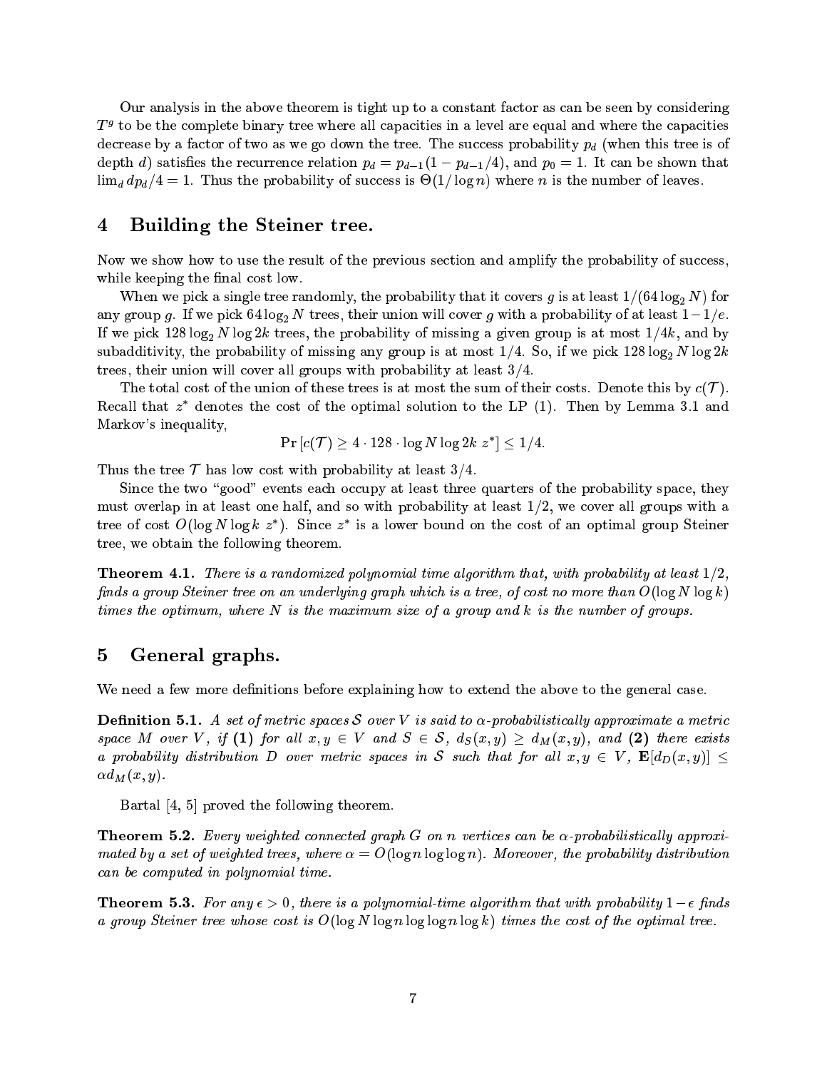Our analysis in the above theorem is tight up to a constant factor as can be seen by considering $T^g$ to be the complete binary tree where all capacities in a level are equal and where the capacities decrease by a factor of two as we go down the tree. The success probability $p_d$ (when this tree is of depth $d$) satisfies the recurrence relation $p_d = p_{d-1}(1 - p_{d-1}/4)$, and $p_0 = 1$. It can be shown that $\lim_d dp_d/4 = 1$. Thus the probability of success is $\Theta(1/\log n)$ where $n$ is the number of leaves.

## 4 Building the Steiner tree.

Now we show how to use the result of the previous section and amplify the probability of success, while keeping the final cost low.

When we pick a single tree randomly, the probability that it covers $g$ is at least $1/(64 \log_2 N)$ for any group $g$. If we pick $64 \log_2 N$ trees, their union will cover $g$ with a probability of at least $1 - 1/e$. If we pick $128 \log_2 N \log 2k$ trees, the probability of missing a given group is at most $1/4k$, and by subadditivity, the probability of missing any group is at most $1/4$. So, if we pick $128 \log_2 N \log 2k$ trees, their union will cover all groups with probability at least $3/4$.

The total cost of the union of these trees is at most the sum of their costs. Denote this by $c(\mathcal{T})$. Recall that $z^*$ denotes the cost of the optimal solution to the LP (1). Then by Lemma 3.1 and Markov's inequality,

$$\Pr\left[c(\mathcal{T}) \geq 4 \cdot 128 \cdot \log N \log 2k \; z^*\right] \leq 1/4.$$

Thus the tree $\mathcal{T}$ has low cost with probability at least $3/4$.

Since the two "good" events each occupy at least three quarters of the probability space, they must overlap in at least one half, and so with probability at least $1/2$, we cover all groups with a tree of cost $O(\log N \log k \; z^*)$. Since $z^*$ is a lower bound on the cost of an optimal group Steiner tree, we obtain the following theorem.

**Theorem 4.1.** *There is a randomized polynomial time algorithm that, with probability at least $1/2$, finds a group Steiner tree on an underlying graph which is a tree, of cost no more than $O(\log N \log k)$ times the optimum, where $N$ is the maximum size of a group and $k$ is the number of groups.*

## 5 General graphs.

We need a few more definitions before explaining how to extend the above to the general case.

**Definition 5.1.** *A set of metric spaces $\mathcal{S}$ over $V$ is said to $\alpha$-probabilistically approximate a metric space $M$ over $V$, if* **(1)** *for all $x, y \in V$ and $S \in \mathcal{S}$, $d_S(x, y) \geq d_M(x, y)$, and* **(2)** *there exists a probability distribution $D$ over metric spaces in $\mathcal{S}$ such that for all $x, y \in V$, $\mathbf{E}[d_D(x, y)] \leq \alpha d_M(x, y)$.*

Bartal [4, 5] proved the following theorem.

**Theorem 5.2.** *Every weighted connected graph $G$ on $n$ vertices can be $\alpha$-probabilistically approximated by a set of weighted trees, where $\alpha = O(\log n \log \log n)$. Moreover, the probability distribution can be computed in polynomial time.*

**Theorem 5.3.** *For any $\epsilon > 0$, there is a polynomial-time algorithm that with probability $1 - \epsilon$ finds a group Steiner tree whose cost is $O(\log N \log n \log \log n \log k)$ times the cost of the optimal tree.*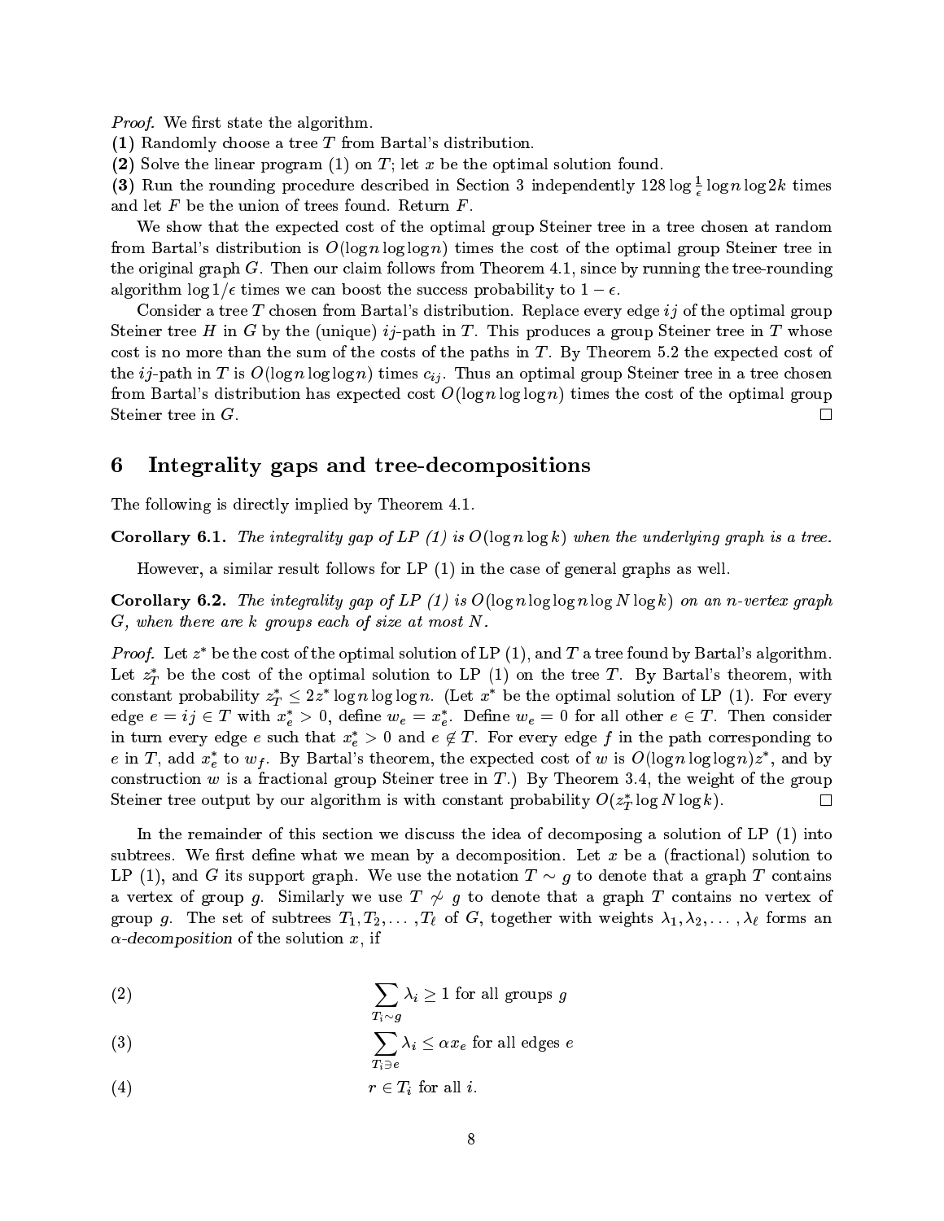*Proof.* We first state the algorithm.

**(1)** Randomly choose a tree $T$ from Bartal's distribution.

**(2)** Solve the linear program (1) on $T$; let $x$ be the optimal solution found.

**(3)** Run the rounding procedure described in Section 3 independently $128 \log \frac{1}{\epsilon} \log n \log 2k$ times and let $F$ be the union of trees found. Return $F$.

We show that the expected cost of the optimal group Steiner tree in a tree chosen at random from Bartal's distribution is $O(\log n \log \log n)$ times the cost of the optimal group Steiner tree in the original graph $G$. Then our claim follows from Theorem 4.1, since by running the tree-rounding algorithm $\log 1/\epsilon$ times we can boost the success probability to $1 - \epsilon$.

Consider a tree $T$ chosen from Bartal's distribution. Replace every edge $ij$ of the optimal group Steiner tree $H$ in $G$ by the (unique) $ij$-path in $T$. This produces a group Steiner tree in $T$ whose cost is no more than the sum of the costs of the paths in $T$. By Theorem 5.2 the expected cost of the $ij$-path in $T$ is $O(\log n \log \log n)$ times $c_{ij}$. Thus an optimal group Steiner tree in a tree chosen from Bartal's distribution has expected cost $O(\log n \log \log n)$ times the cost of the optimal group Steiner tree in $G$. □

## 6 Integrality gaps and tree-decompositions

The following is directly implied by Theorem 4.1.

**Corollary 6.1.** *The integrality gap of LP (1) is $O(\log n \log k)$ when the underlying graph is a tree.*

However, a similar result follows for LP (1) in the case of general graphs as well.

**Corollary 6.2.** *The integrality gap of LP (1) is $O(\log n \log \log n \log N \log k)$ on an $n$-vertex graph $G$, when there are $k$ groups each of size at most $N$.*

*Proof.* Let $z^*$ be the cost of the optimal solution of LP (1), and $T$ a tree found by Bartal's algorithm. Let $z^*_T$ be the cost of the optimal solution to LP (1) on the tree $T$. By Bartal's theorem, with constant probability $z^*_T \leq 2z^* \log n \log \log n$. (Let $x^*$ be the optimal solution of LP (1). For every edge $e = ij \in T$ with $x^*_e > 0$, define $w_e = x^*_e$. Define $w_e = 0$ for all other $e \in T$. Then consider in turn every edge $e$ such that $x^*_e > 0$ and $e \notin T$. For every edge $f$ in the path corresponding to $e$ in $T$, add $x^*_e$ to $w_f$. By Bartal's theorem, the expected cost of $w$ is $O(\log n \log \log n) z^*$, and by construction $w$ is a fractional group Steiner tree in $T$.) By Theorem 3.4, the weight of the group Steiner tree output by our algorithm is with constant probability $O(z^*_T \log N \log k)$. □

In the remainder of this section we discuss the idea of decomposing a solution of LP (1) into subtrees. We first define what we mean by a decomposition. Let $x$ be a (fractional) solution to LP (1), and $G$ its support graph. We use the notation $T \sim g$ to denote that a graph $T$ contains a vertex of group $g$. Similarly we use $T \not\sim g$ to denote that a graph $T$ contains no vertex of group $g$. The set of subtrees $T_1, T_2, \ldots, T_\ell$ of $G$, together with weights $\lambda_1, \lambda_2, \ldots, \lambda_\ell$ forms an $\alpha$*-decomposition* of the solution $x$, if

$$\sum_{T_i \sim g} \lambda_i \geq 1 \text{ for all groups } g \tag{2}$$

$$\sum_{T_i \ni e} \lambda_i \leq \alpha x_e \text{ for all edges } e \tag{3}$$

$$r \in T_i \text{ for all } i. \tag{4}$$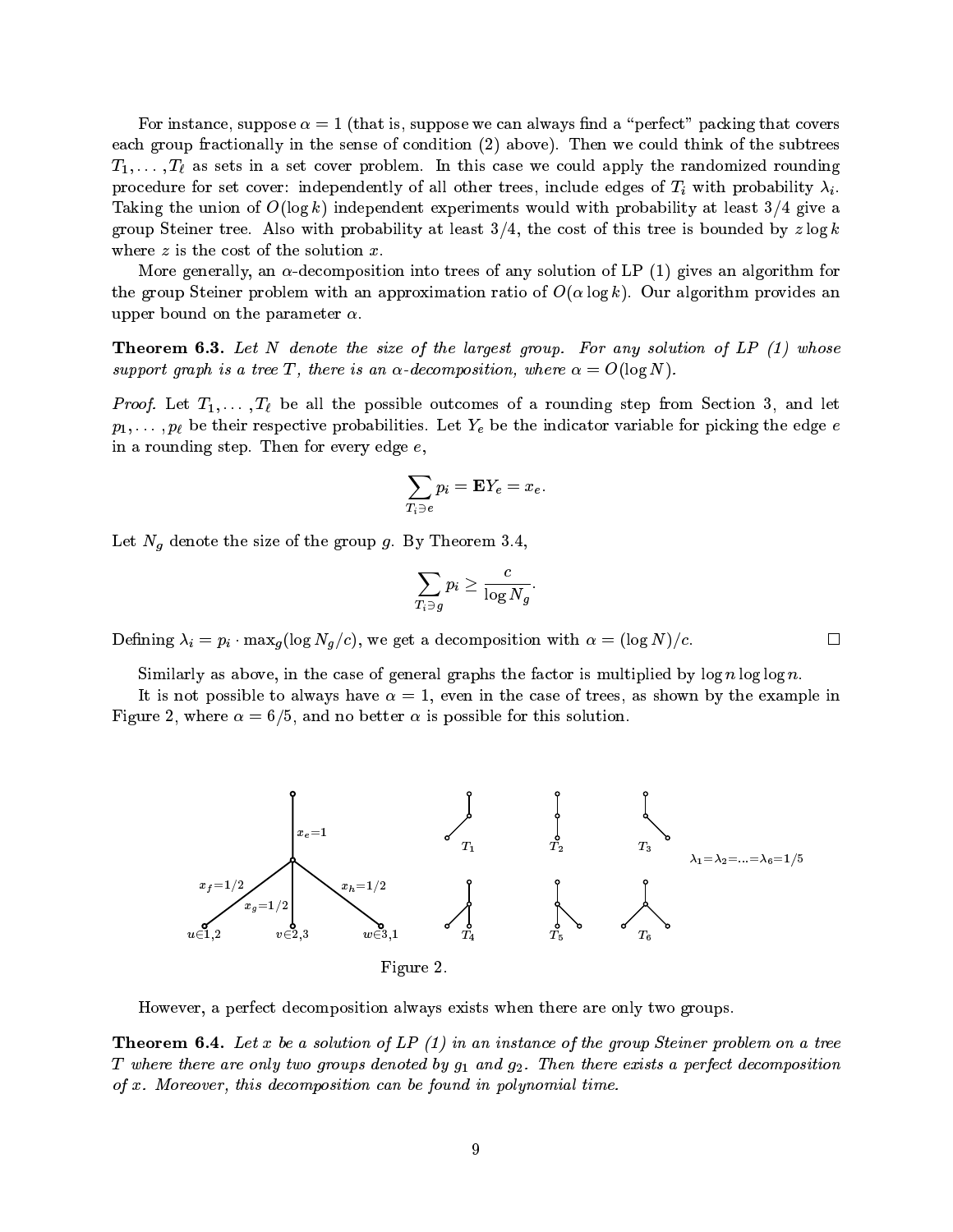For instance, suppose $\alpha = 1$ (that is, suppose we can always find a "perfect" packing that covers each group fractionally in the sense of condition (2) above). Then we could think of the subtrees $T_1, \ldots, T_\ell$ as sets in a set cover problem. In this case we could apply the randomized rounding procedure for set cover: independently of all other trees, include edges of $T_i$ with probability $\lambda_i$. Taking the union of $O(\log k)$ independent experiments would with probability at least $3/4$ give a group Steiner tree. Also with probability at least $3/4$, the cost of this tree is bounded by $z \log k$ where $z$ is the cost of the solution $x$.

More generally, an $\alpha$-decomposition into trees of any solution of LP (1) gives an algorithm for the group Steiner problem with an approximation ratio of $O(\alpha \log k)$. Our algorithm provides an upper bound on the parameter $\alpha$.

**Theorem 6.3.** *Let $N$ denote the size of the largest group. For any solution of LP (1) whose support graph is a tree $T$, there is an $\alpha$-decomposition, where $\alpha = O(\log N)$.*

*Proof.* Let $T_1, \ldots, T_\ell$ be all the possible outcomes of a rounding step from Section 3, and let $p_1, \ldots, p_\ell$ be their respective probabilities. Let $Y_e$ be the indicator variable for picking the edge $e$ in a rounding step. Then for every edge $e$,

$$\sum_{T_i \ni e} p_i = \mathbf{E} Y_e = x_e.$$

Let $N_g$ denote the size of the group $g$. By Theorem 3.4,

$$\sum_{T_i \ni g} p_i \geq \frac{c}{\log N_g}.$$

Defining $\lambda_i = p_i \cdot \max_g(\log N_g / c)$, we get a decomposition with $\alpha = (\log N)/c$. $\square$

Similarly as above, in the case of general graphs the factor is multiplied by $\log n \log \log n$.

It is not possible to always have $\alpha = 1$, even in the case of trees, as shown by the example in Figure 2, where $\alpha = 6/5$, and no better $\alpha$ is possible for this solution.

Figure 2.

However, a perfect decomposition always exists when there are only two groups.

**Theorem 6.4.** *Let $x$ be a solution of LP (1) in an instance of the group Steiner problem on a tree $T$ where there are only two groups denoted by $g_1$ and $g_2$. Then there exists a perfect decomposition of $x$. Moreover, this decomposition can be found in polynomial time.*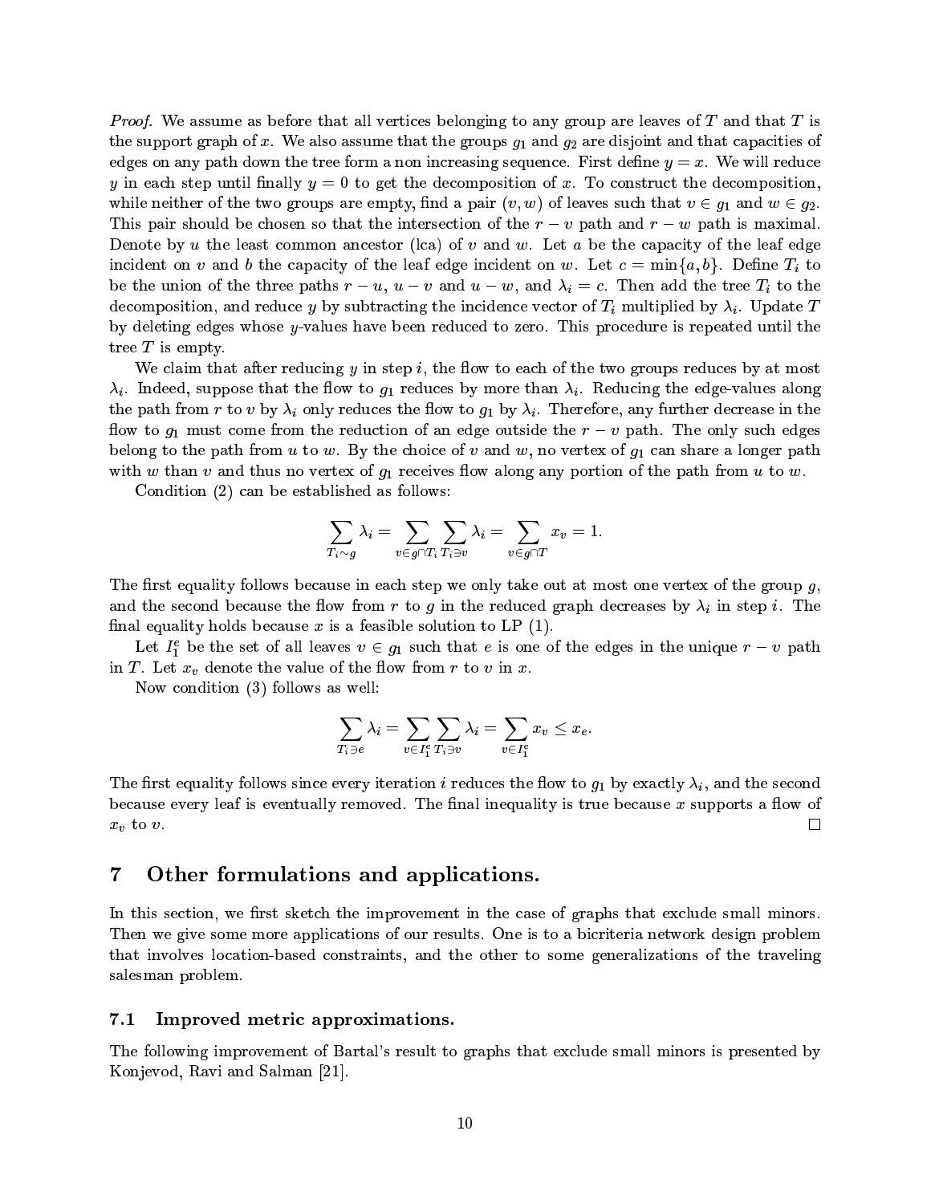*Proof.* We assume as before that all vertices belonging to any group are leaves of $T$ and that $T$ is the support graph of $x$. We also assume that the groups $g_1$ and $g_2$ are disjoint and that capacities of edges on any path down the tree form a non increasing sequence. First define $y = x$. We will reduce $y$ in each step until finally $y = 0$ to get the decomposition of $x$. To construct the decomposition, while neither of the two groups are empty, find a pair $(v, w)$ of leaves such that $v \in g_1$ and $w \in g_2$. This pair should be chosen so that the intersection of the $r - v$ path and $r - w$ path is maximal. Denote by $u$ the least common ancestor (lca) of $v$ and $w$. Let $a$ be the capacity of the leaf edge incident on $v$ and $b$ the capacity of the leaf edge incident on $w$. Let $c = \min\{a, b\}$. Define $T_i$ to be the union of the three paths $r - u$, $u - v$ and $u - w$, and $\lambda_i = c$. Then add the tree $T_i$ to the decomposition, and reduce $y$ by subtracting the incidence vector of $T_i$ multiplied by $\lambda_i$. Update $T$ by deleting edges whose $y$-values have been reduced to zero. This procedure is repeated until the tree $T$ is empty.

We claim that after reducing $y$ in step $i$, the flow to each of the two groups reduces by at most $\lambda_i$. Indeed, suppose that the flow to $g_1$ reduces by more than $\lambda_i$. Reducing the edge-values along the path from $r$ to $v$ by $\lambda_i$ only reduces the flow to $g_1$ by $\lambda_i$. Therefore, any further decrease in the flow to $g_1$ must come from the reduction of an edge outside the $r - v$ path. The only such edges belong to the path from $u$ to $w$. By the choice of $v$ and $w$, no vertex of $g_1$ can share a longer path with $w$ than $v$ and thus no vertex of $g_1$ receives flow along any portion of the path from $u$ to $w$.

Condition (2) can be established as follows:

$$\sum_{T_i \sim g} \lambda_i = \sum_{v \in g \cap T_i} \sum_{T_i \ni v} \lambda_i = \sum_{v \in g \cap T} x_v = 1.$$

The first equality follows because in each step we only take out at most one vertex of the group $g$, and the second because the flow from $r$ to $g$ in the reduced graph decreases by $\lambda_i$ in step $i$. The final equality holds because $x$ is a feasible solution to LP (1).

Let $I_1^e$ be the set of all leaves $v \in g_1$ such that $e$ is one of the edges in the unique $r - v$ path in $T$. Let $x_v$ denote the value of the flow from $r$ to $v$ in $x$.

Now condition (3) follows as well:

$$\sum_{T_i \ni e} \lambda_i = \sum_{v \in I_1^e} \sum_{T_i \ni v} \lambda_i = \sum_{v \in I_1^e} x_v \leq x_e.$$

The first equality follows since every iteration $i$ reduces the flow to $g_1$ by exactly $\lambda_i$, and the second because every leaf is eventually removed. The final inequality is true because $x$ supports a flow of $x_v$ to $v$. □

## 7 Other formulations and applications.

In this section, we first sketch the improvement in the case of graphs that exclude small minors. Then we give some more applications of our results. One is to a bicriteria network design problem that involves location-based constraints, and the other to some generalizations of the traveling salesman problem.

### 7.1 Improved metric approximations.

The following improvement of Bartal's result to graphs that exclude small minors is presented by Konjevod, Ravi and Salman [21].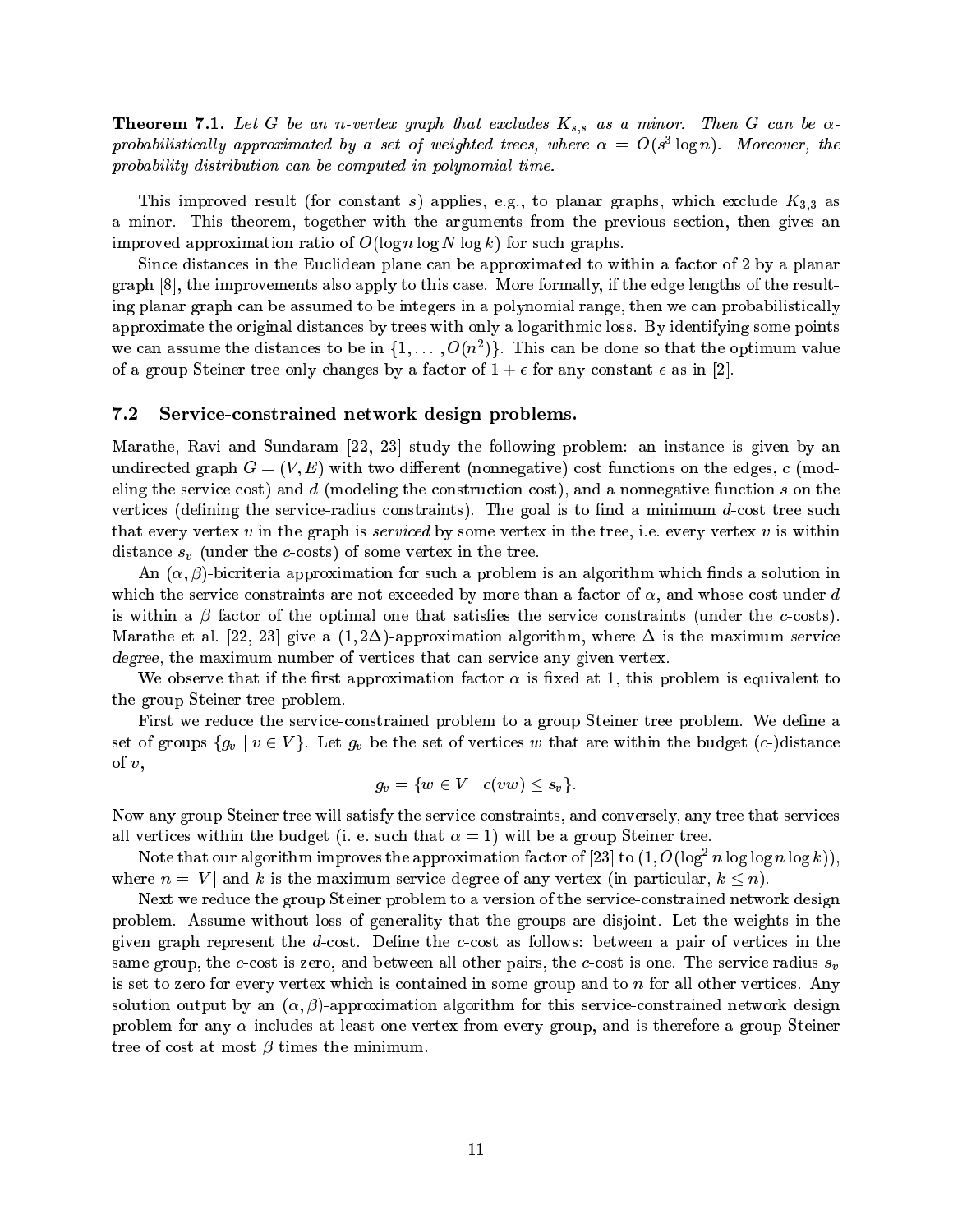**Theorem 7.1.** *Let $G$ be an $n$-vertex graph that excludes $K_{s,s}$ as a minor. Then $G$ can be $\alpha$-probabilistically approximated by a set of weighted trees, where $\alpha = O(s^3 \log n)$. Moreover, the probability distribution can be computed in polynomial time.*

This improved result (for constant $s$) applies, e.g., to planar graphs, which exclude $K_{3,3}$ as a minor. This theorem, together with the arguments from the previous section, then gives an improved approximation ratio of $O(\log n \log N \log k)$ for such graphs.

Since distances in the Euclidean plane can be approximated to within a factor of 2 by a planar graph [8], the improvements also apply to this case. More formally, if the edge lengths of the resulting planar graph can be assumed to be integers in a polynomial range, then we can probabilistically approximate the original distances by trees with only a logarithmic loss. By identifying some points we can assume the distances to be in $\{1, \ldots, O(n^2)\}$. This can be done so that the optimum value of a group Steiner tree only changes by a factor of $1 + \epsilon$ for any constant $\epsilon$ as in [2].

## 7.2 Service-constrained network design problems.

Marathe, Ravi and Sundaram [22, 23] study the following problem: an instance is given by an undirected graph $G = (V, E)$ with two different (nonnegative) cost functions on the edges, $c$ (modeling the service cost) and $d$ (modeling the construction cost), and a nonnegative function $s$ on the vertices (defining the service-radius constraints). The goal is to find a minimum $d$-cost tree such that every vertex $v$ in the graph is *serviced* by some vertex in the tree, i.e. every vertex $v$ is within distance $s_v$ (under the $c$-costs) of some vertex in the tree.

An $(\alpha, \beta)$-bicriteria approximation for such a problem is an algorithm which finds a solution in which the service constraints are not exceeded by more than a factor of $\alpha$, and whose cost under $d$ is within a $\beta$ factor of the optimal one that satisfies the service constraints (under the $c$-costs). Marathe et al. [22, 23] give a $(1, 2\Delta)$-approximation algorithm, where $\Delta$ is the maximum *service degree*, the maximum number of vertices that can service any given vertex.

We observe that if the first approximation factor $\alpha$ is fixed at 1, this problem is equivalent to the group Steiner tree problem.

First we reduce the service-constrained problem to a group Steiner tree problem. We define a set of groups $\{g_v \mid v \in V\}$. Let $g_v$ be the set of vertices $w$ that are within the budget ($c$-)distance of $v$,

$$g_v = \{w \in V \mid c(vw) \leq s_v\}.$$

Now any group Steiner tree will satisfy the service constraints, and conversely, any tree that services all vertices within the budget (i. e. such that $\alpha = 1$) will be a group Steiner tree.

Note that our algorithm improves the approximation factor of [23] to $(1, O(\log^2 n \log\log n \log k))$, where $n = |V|$ and $k$ is the maximum service-degree of any vertex (in particular, $k \leq n$).

Next we reduce the group Steiner problem to a version of the service-constrained network design problem. Assume without loss of generality that the groups are disjoint. Let the weights in the given graph represent the $d$-cost. Define the $c$-cost as follows: between a pair of vertices in the same group, the $c$-cost is zero, and between all other pairs, the $c$-cost is one. The service radius $s_v$ is set to zero for every vertex which is contained in some group and to $n$ for all other vertices. Any solution output by an $(\alpha, \beta)$-approximation algorithm for this service-constrained network design problem for any $\alpha$ includes at least one vertex from every group, and is therefore a group Steiner tree of cost at most $\beta$ times the minimum.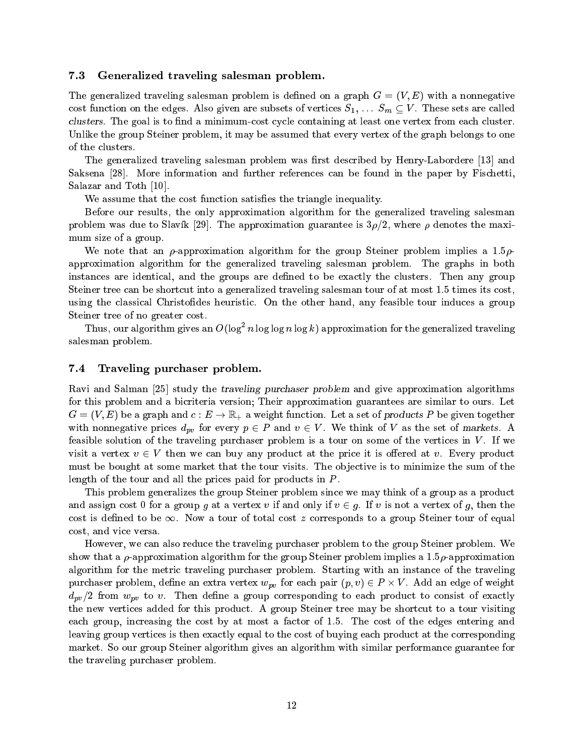### 7.3 Generalized traveling salesman problem.

The generalized traveling salesman problem is defined on a graph $G = (V, E)$ with a nonnegative cost function on the edges. Also given are subsets of vertices $S_1, \dots S_m \subseteq V$. These sets are called *clusters*. The goal is to find a minimum-cost cycle containing at least one vertex from each cluster. Unlike the group Steiner problem, it may be assumed that every vertex of the graph belongs to one of the clusters.

The generalized traveling salesman problem was first described by Henry-Labordere [13] and Saksena [28]. More information and further references can be found in the paper by Fischetti, Salazar and Toth [10].

We assume that the cost function satisfies the triangle inequality.

Before our results, the only approximation algorithm for the generalized traveling salesman problem was due to Slavík [29]. The approximation guarantee is $3\rho/2$, where $\rho$ denotes the maximum size of a group.

We note that an $\rho$-approximation algorithm for the group Steiner problem implies a $1.5\rho$-approximation algorithm for the generalized traveling salesman problem. The graphs in both instances are identical, and the groups are defined to be exactly the clusters. Then any group Steiner tree can be shortcut into a generalized traveling salesman tour of at most 1.5 times its cost, using the classical Christofides heuristic. On the other hand, any feasible tour induces a group Steiner tree of no greater cost.

Thus, our algorithm gives an $O(\log^2 n \log\log n \log k)$ approximation for the generalized traveling salesman problem.

### 7.4 Traveling purchaser problem.

Ravi and Salman [25] study the *traveling purchaser problem* and give approximation algorithms for this problem and a bicriteria version; Their approximation guarantees are similar to ours. Let $G = (V, E)$ be a graph and $c : E \to \mathbb{R}_+$ a weight function. Let a set of *products* $P$ be given together with nonnegative prices $d_{pv}$ for every $p \in P$ and $v \in V$. We think of $V$ as the set of *markets*. A feasible solution of the traveling purchaser problem is a tour on some of the vertices in $V$. If we visit a vertex $v \in V$ then we can buy any product at the price it is offered at $v$. Every product must be bought at some market that the tour visits. The objective is to minimize the sum of the length of the tour and all the prices paid for products in $P$.

This problem generalizes the group Steiner problem since we may think of a group as a product and assign cost 0 for a group $g$ at a vertex $v$ if and only if $v \in g$. If $v$ is not a vertex of $g$, then the cost is defined to be $\infty$. Now a tour of total cost $z$ corresponds to a group Steiner tour of equal cost, and vice versa.

However, we can also reduce the traveling purchaser problem to the group Steiner problem. We show that a $\rho$-approximation algorithm for the group Steiner problem implies a $1.5\rho$-approximation algorithm for the metric traveling purchaser problem. Starting with an instance of the traveling purchaser problem, define an extra vertex $w_{pv}$ for each pair $(p, v) \in P \times V$. Add an edge of weight $d_{pv}/2$ from $w_{pv}$ to $v$. Then define a group corresponding to each product to consist of exactly the new vertices added for this product. A group Steiner tree may be shortcut to a tour visiting each group, increasing the cost by at most a factor of 1.5. The cost of the edges entering and leaving group vertices is then exactly equal to the cost of buying each product at the corresponding market. So our group Steiner algorithm gives an algorithm with similar performance guarantee for the traveling purchaser problem.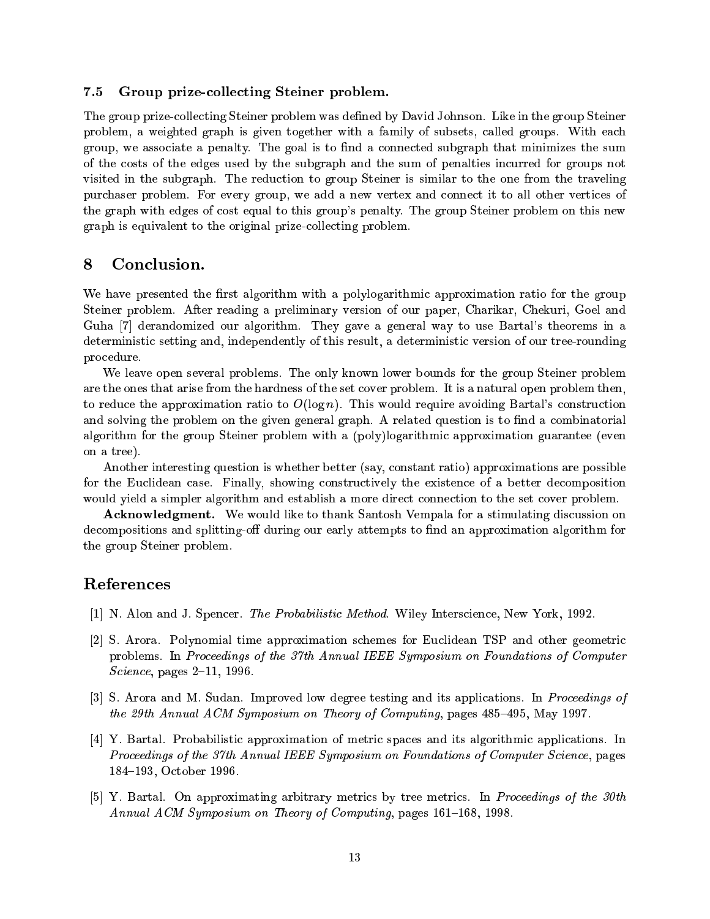### 7.5 Group prize-collecting Steiner problem.

The group prize-collecting Steiner problem was defined by David Johnson. Like in the group Steiner problem, a weighted graph is given together with a family of subsets, called groups. With each group, we associate a penalty. The goal is to find a connected subgraph that minimizes the sum of the costs of the edges used by the subgraph and the sum of penalties incurred for groups not visited in the subgraph. The reduction to group Steiner is similar to the one from the traveling purchaser problem. For every group, we add a new vertex and connect it to all other vertices of the graph with edges of cost equal to this group's penalty. The group Steiner problem on this new graph is equivalent to the original prize-collecting problem.

## 8 Conclusion.

We have presented the first algorithm with a polylogarithmic approximation ratio for the group Steiner problem. After reading a preliminary version of our paper, Charikar, Chekuri, Goel and Guha [7] derandomized our algorithm. They gave a general way to use Bartal's theorems in a deterministic setting and, independently of this result, a deterministic version of our tree-rounding procedure.

We leave open several problems. The only known lower bounds for the group Steiner problem are the ones that arise from the hardness of the set cover problem. It is a natural open problem then, to reduce the approximation ratio to $O(\log n)$. This would require avoiding Bartal's construction and solving the problem on the given general graph. A related question is to find a combinatorial algorithm for the group Steiner problem with a (poly)logarithmic approximation guarantee (even on a tree).

Another interesting question is whether better (say, constant ratio) approximations are possible for the Euclidean case. Finally, showing constructively the existence of a better decomposition would yield a simpler algorithm and establish a more direct connection to the set cover problem.

**Acknowledgment.** We would like to thank Santosh Vempala for a stimulating discussion on decompositions and splitting-off during our early attempts to find an approximation algorithm for the group Steiner problem.

# References

[1] N. Alon and J. Spencer. *The Probabilistic Method*. Wiley Interscience, New York, 1992.

[2] S. Arora. Polynomial time approximation schemes for Euclidean TSP and other geometric problems. In *Proceedings of the 37th Annual IEEE Symposium on Foundations of Computer Science*, pages 2–11, 1996.

[3] S. Arora and M. Sudan. Improved low degree testing and its applications. In *Proceedings of the 29th Annual ACM Symposium on Theory of Computing*, pages 485–495, May 1997.

[4] Y. Bartal. Probabilistic approximation of metric spaces and its algorithmic applications. In *Proceedings of the 37th Annual IEEE Symposium on Foundations of Computer Science*, pages 184–193, October 1996.

[5] Y. Bartal. On approximating arbitrary metrics by tree metrics. In *Proceedings of the 30th Annual ACM Symposium on Theory of Computing*, pages 161–168, 1998.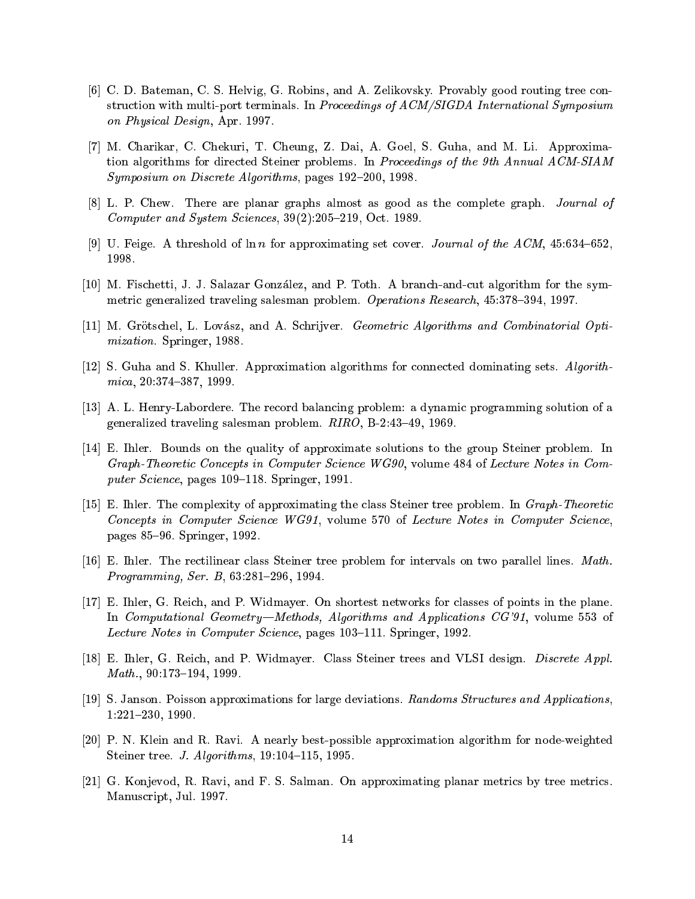[6] C. D. Bateman, C. S. Helvig, G. Robins, and A. Zelikovsky. Provably good routing tree construction with multi-port terminals. In *Proceedings of ACM/SIGDA International Symposium on Physical Design*, Apr. 1997.

[7] M. Charikar, C. Chekuri, T. Cheung, Z. Dai, A. Goel, S. Guha, and M. Li. Approximation algorithms for directed Steiner problems. In *Proceedings of the 9th Annual ACM-SIAM Symposium on Discrete Algorithms*, pages 192–200, 1998.

[8] L. P. Chew. There are planar graphs almost as good as the complete graph. *Journal of Computer and System Sciences*, 39(2):205–219, Oct. 1989.

[9] U. Feige. A threshold of $\ln n$ for approximating set cover. *Journal of the ACM*, 45:634–652, 1998.

[10] M. Fischetti, J. J. Salazar González, and P. Toth. A branch-and-cut algorithm for the symmetric generalized traveling salesman problem. *Operations Research*, 45:378–394, 1997.

[11] M. Grötschel, L. Lovász, and A. Schrijver. *Geometric Algorithms and Combinatorial Optimization*. Springer, 1988.

[12] S. Guha and S. Khuller. Approximation algorithms for connected dominating sets. *Algorithmica*, 20:374–387, 1999.

[13] A. L. Henry-Labordere. The record balancing problem: a dynamic programming solution of a generalized traveling salesman problem. *RIRO*, B-2:43–49, 1969.

[14] E. Ihler. Bounds on the quality of approximate solutions to the group Steiner problem. In *Graph-Theoretic Concepts in Computer Science WG90*, volume 484 of *Lecture Notes in Computer Science*, pages 109–118. Springer, 1991.

[15] E. Ihler. The complexity of approximating the class Steiner tree problem. In *Graph-Theoretic Concepts in Computer Science WG91*, volume 570 of *Lecture Notes in Computer Science*, pages 85–96. Springer, 1992.

[16] E. Ihler. The rectilinear class Steiner tree problem for intervals on two parallel lines. *Math. Programming, Ser. B*, 63:281–296, 1994.

[17] E. Ihler, G. Reich, and P. Widmayer. On shortest networks for classes of points in the plane. In *Computational Geometry—Methods, Algorithms and Applications CG'91*, volume 553 of *Lecture Notes in Computer Science*, pages 103–111. Springer, 1992.

[18] E. Ihler, G. Reich, and P. Widmayer. Class Steiner trees and VLSI design. *Discrete Appl. Math.*, 90:173–194, 1999.

[19] S. Janson. Poisson approximations for large deviations. *Randoms Structures and Applications*, 1:221–230, 1990.

[20] P. N. Klein and R. Ravi. A nearly best-possible approximation algorithm for node-weighted Steiner tree. *J. Algorithms*, 19:104–115, 1995.

[21] G. Konjevod, R. Ravi, and F. S. Salman. On approximating planar metrics by tree metrics. Manuscript, Jul. 1997.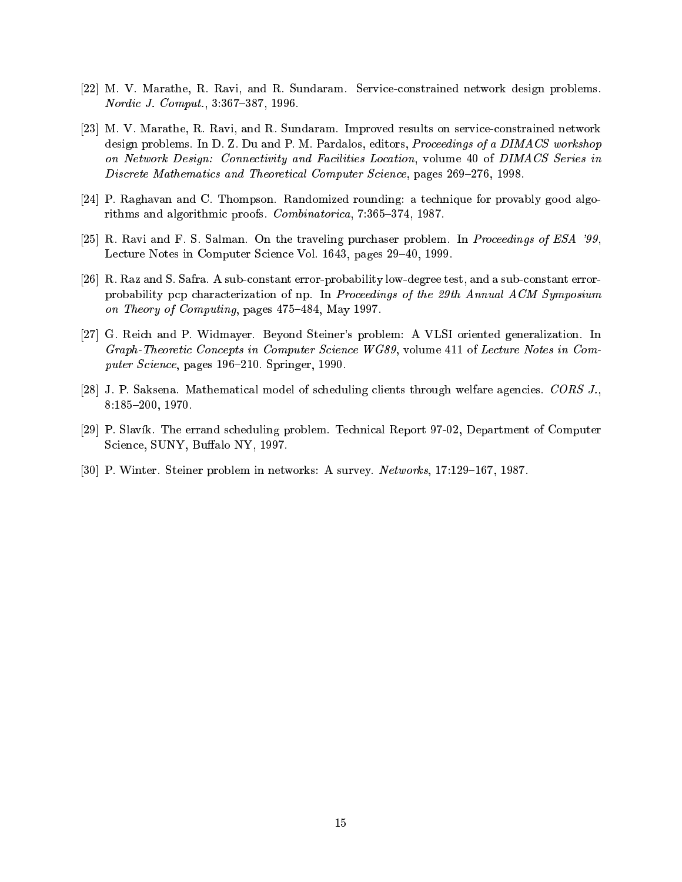[22] M. V. Marathe, R. Ravi, and R. Sundaram. Service-constrained network design problems. *Nordic J. Comput.*, 3:367–387, 1996.

[23] M. V. Marathe, R. Ravi, and R. Sundaram. Improved results on service-constrained network design problems. In D. Z. Du and P. M. Pardalos, editors, *Proceedings of a DIMACS workshop on Network Design: Connectivity and Facilities Location*, volume 40 of *DIMACS Series in Discrete Mathematics and Theoretical Computer Science*, pages 269–276, 1998.

[24] P. Raghavan and C. Thompson. Randomized rounding: a technique for provably good algorithms and algorithmic proofs. *Combinatorica*, 7:365–374, 1987.

[25] R. Ravi and F. S. Salman. On the traveling purchaser problem. In *Proceedings of ESA '99*, Lecture Notes in Computer Science Vol. 1643, pages 29–40, 1999.

[26] R. Raz and S. Safra. A sub-constant error-probability low-degree test, and a sub-constant error-probability pcp characterization of np. In *Proceedings of the 29th Annual ACM Symposium on Theory of Computing*, pages 475–484, May 1997.

[27] G. Reich and P. Widmayer. Beyond Steiner's problem: A VLSI oriented generalization. In *Graph-Theoretic Concepts in Computer Science WG89*, volume 411 of *Lecture Notes in Computer Science*, pages 196–210. Springer, 1990.

[28] J. P. Saksena. Mathematical model of scheduling clients through welfare agencies. *CORS J.*, 8:185–200, 1970.

[29] P. Slavík. The errand scheduling problem. Technical Report 97-02, Department of Computer Science, SUNY, Buffalo NY, 1997.

[30] P. Winter. Steiner problem in networks: A survey. *Networks*, 17:129–167, 1987.